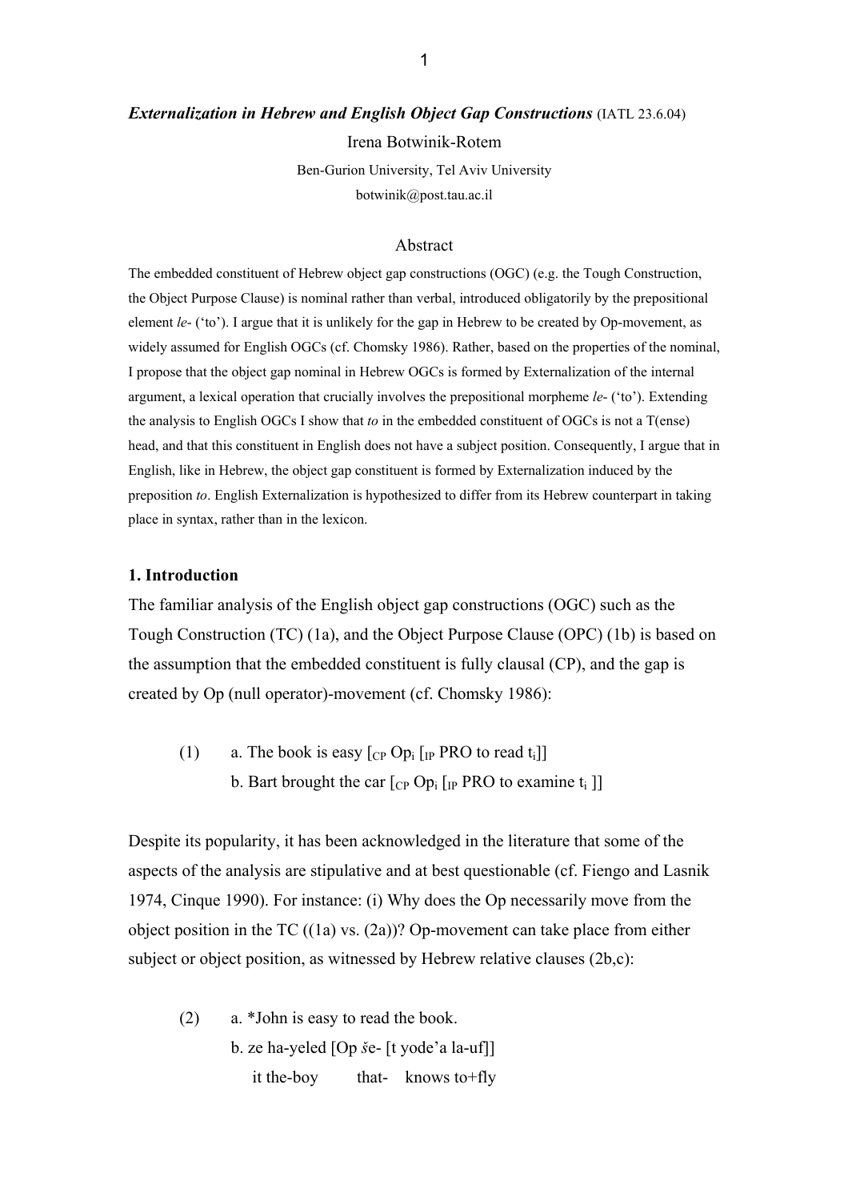***Externalization in Hebrew and English Object Gap Constructions*** (IATL 23.6.04)

Irena Botwinik-Rotem

Ben-Gurion University, Tel Aviv University

botwinik@post.tau.ac.il

## Abstract

The embedded constituent of Hebrew object gap constructions (OGC) (e.g. the Tough Construction, the Object Purpose Clause) is nominal rather than verbal, introduced obligatorily by the prepositional element *le-* ('to'). I argue that it is unlikely for the gap in Hebrew to be created by Op-movement, as widely assumed for English OGCs (cf. Chomsky 1986). Rather, based on the properties of the nominal, I propose that the object gap nominal in Hebrew OGCs is formed by Externalization of the internal argument, a lexical operation that crucially involves the prepositional morpheme *le-* ('to'). Extending the analysis to English OGCs I show that *to* in the embedded constituent of OGCs is not a T(ense) head, and that this constituent in English does not have a subject position. Consequently, I argue that in English, like in Hebrew, the object gap constituent is formed by Externalization induced by the preposition *to*. English Externalization is hypothesized to differ from its Hebrew counterpart in taking place in syntax, rather than in the lexicon.

## 1. Introduction

The familiar analysis of the English object gap constructions (OGC) such as the Tough Construction (TC) (1a), and the Object Purpose Clause (OPC) (1b) is based on the assumption that the embedded constituent is fully clausal (CP), and the gap is created by Op (null operator)-movement (cf. Chomsky 1986):

(1) a. The book is easy [$_{CP}$ Op$_i$ [$_{IP}$ PRO to read t$_i$]]

b. Bart brought the car [$_{CP}$ Op$_i$ [$_{IP}$ PRO to examine t$_i$ ]]

Despite its popularity, it has been acknowledged in the literature that some of the aspects of the analysis are stipulative and at best questionable (cf. Fiengo and Lasnik 1974, Cinque 1990). For instance: (i) Why does the Op necessarily move from the object position in the TC ((1a) vs. (2a))? Op-movement can take place from either subject or object position, as witnessed by Hebrew relative clauses (2b,c):

(2) a. *John is easy to read the book.

b. ze ha-yeled [Op *š*e- [t yode'a la-uf]]

it the-boy that- knows to+fly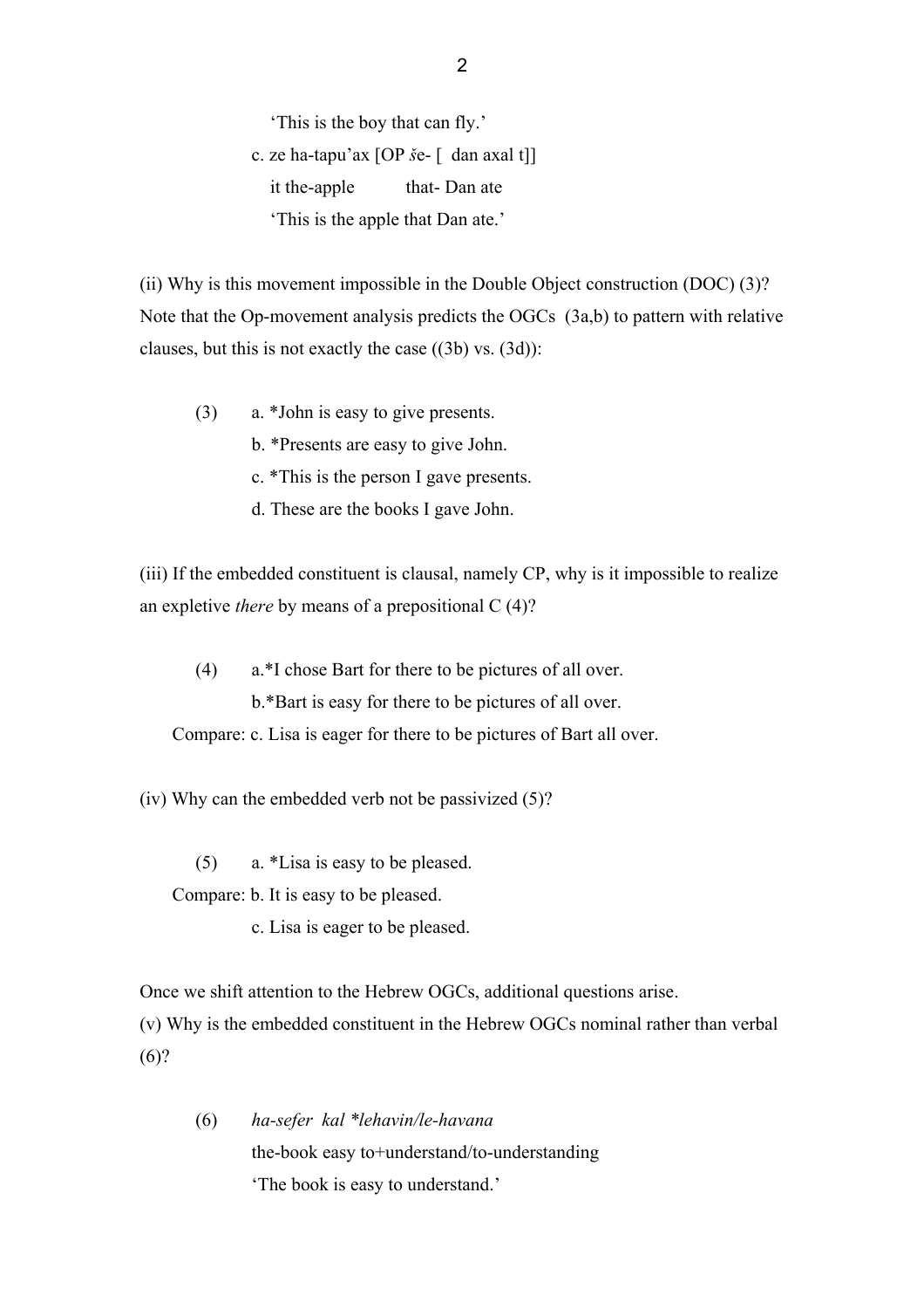'This is the boy that can fly.'

c. ze ha-tapu'ax [OP še- [ dan axal t]]
   it the-apple that- Dan ate
   'This is the apple that Dan ate.'

(ii) Why is this movement impossible in the Double Object construction (DOC) (3)? Note that the Op-movement analysis predicts the OGCs (3a,b) to pattern with relative clauses, but this is not exactly the case ((3b) vs. (3d)):

(3) a. *John is easy to give presents.
    b. *Presents are easy to give John.
    c. *This is the person I gave presents.
    d. These are the books I gave John.

(iii) If the embedded constituent is clausal, namely CP, why is it impossible to realize an expletive *there* by means of a prepositional C (4)?

(4) a.*I chose Bart for there to be pictures of all over.
    b.*Bart is easy for there to be pictures of all over.
Compare: c. Lisa is eager for there to be pictures of Bart all over.

(iv) Why can the embedded verb not be passivized (5)?

(5) a. *Lisa is easy to be pleased.
Compare: b. It is easy to be pleased.
    c. Lisa is eager to be pleased.

Once we shift attention to the Hebrew OGCs, additional questions arise.

(v) Why is the embedded constituent in the Hebrew OGCs nominal rather than verbal (6)?

(6) *ha-sefer kal *lehavin/le-havana*
    the-book easy to+understand/to-understanding
    'The book is easy to understand.'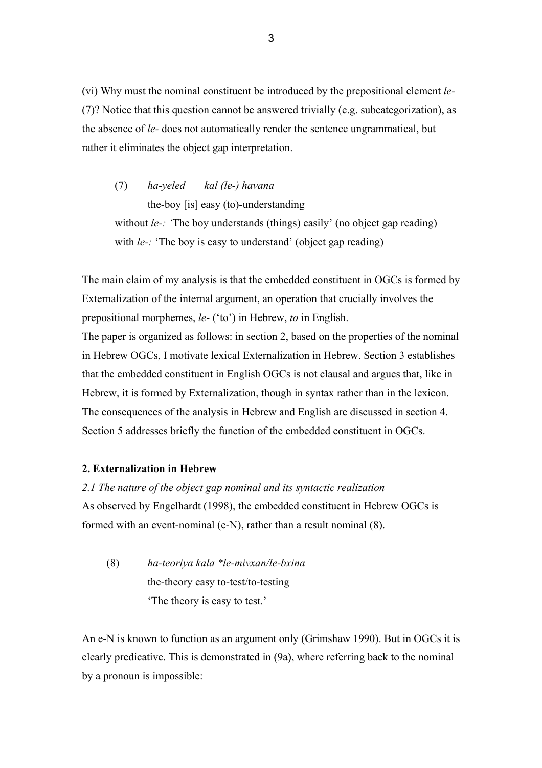(vi) Why must the nominal constituent be introduced by the prepositional element *le-* (7)? Notice that this question cannot be answered trivially (e.g. subcategorization), as the absence of *le-* does not automatically render the sentence ungrammatical, but rather it eliminates the object gap interpretation.

(7) *ha-yeled kal (le-) havana*
the-boy [is] easy (to)-understanding
without *le-:* 'The boy understands (things) easily' (no object gap reading)
with *le-:* 'The boy is easy to understand' (object gap reading)

The main claim of my analysis is that the embedded constituent in OGCs is formed by Externalization of the internal argument, an operation that crucially involves the prepositional morphemes, *le-* ('to') in Hebrew, *to* in English.
The paper is organized as follows: in section 2, based on the properties of the nominal in Hebrew OGCs, I motivate lexical Externalization in Hebrew. Section 3 establishes that the embedded constituent in English OGCs is not clausal and argues that, like in Hebrew, it is formed by Externalization, though in syntax rather than in the lexicon. The consequences of the analysis in Hebrew and English are discussed in section 4. Section 5 addresses briefly the function of the embedded constituent in OGCs.

## 2. Externalization in Hebrew

### *2.1 The nature of the object gap nominal and its syntactic realization*

As observed by Engelhardt (1998), the embedded constituent in Hebrew OGCs is formed with an event-nominal (e-N), rather than a result nominal (8).

(8) *ha-teoriya kala \*le-mivxan/le-bxina*
the-theory easy to-test/to-testing
'The theory is easy to test.'

An e-N is known to function as an argument only (Grimshaw 1990). But in OGCs it is clearly predicative. This is demonstrated in (9a), where referring back to the nominal by a pronoun is impossible: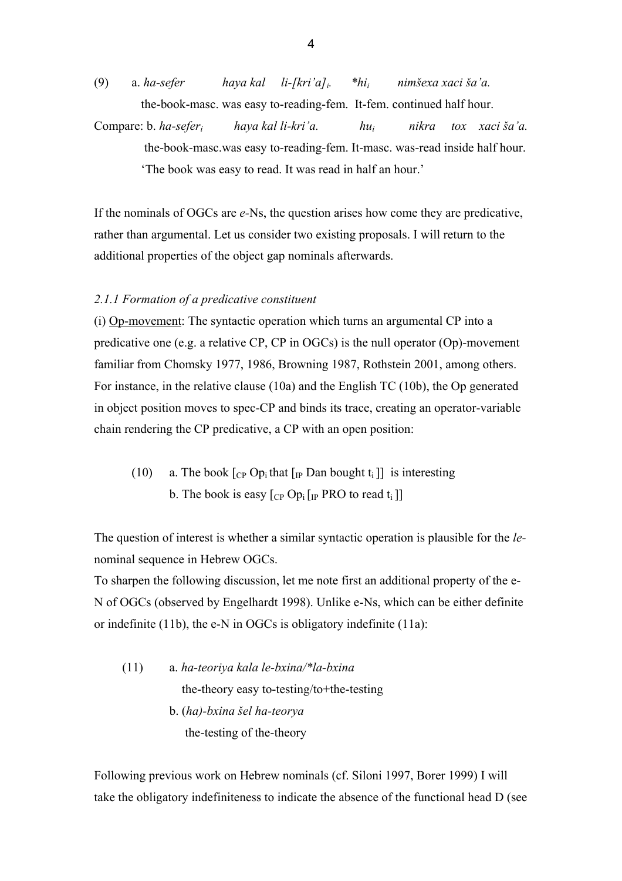(9) a. *ha-sefer haya kal li-[kri'a]$_i$. *hi$_i$ nimšexa xaci ša'a.*
the-book-masc. was easy to-reading-fem. It-fem. continued half hour.

Compare: b. *ha-sefer$_i$ haya kal li-kri'a. hu$_i$ nikra tox xaci ša'a.*
the-book-masc.was easy to-reading-fem. It-masc. was-read inside half hour.
'The book was easy to read. It was read in half an hour.'

If the nominals of OGCs are *e*-Ns, the question arises how come they are predicative, rather than argumental. Let us consider two existing proposals. I will return to the additional properties of the object gap nominals afterwards.

*2.1.1 Formation of a predicative constituent*

(i) Op-movement: The syntactic operation which turns an argumental CP into a predicative one (e.g. a relative CP, CP in OGCs) is the null operator (Op)-movement familiar from Chomsky 1977, 1986, Browning 1987, Rothstein 2001, among others. For instance, in the relative clause (10a) and the English TC (10b), the Op generated in object position moves to spec-CP and binds its trace, creating an operator-variable chain rendering the CP predicative, a CP with an open position:

(10) a. The book [$_{CP}$ Op$_i$ that [$_{IP}$ Dan bought t$_i$ ]] is interesting
b. The book is easy [$_{CP}$ Op$_i$ [$_{IP}$ PRO to read t$_i$ ]]

The question of interest is whether a similar syntactic operation is plausible for the *le*-nominal sequence in Hebrew OGCs.

To sharpen the following discussion, let me note first an additional property of the e-N of OGCs (observed by Engelhardt 1998). Unlike e-Ns, which can be either definite or indefinite (11b), the e-N in OGCs is obligatory indefinite (11a):

(11) a. *ha-teoriya kala le-bxina/*la-bxina*
the-theory easy to-testing/to+the-testing
b. (*ha*)-*bxina šel ha-teorya*
the-testing of the-theory

Following previous work on Hebrew nominals (cf. Siloni 1997, Borer 1999) I will take the obligatory indefiniteness to indicate the absence of the functional head D (see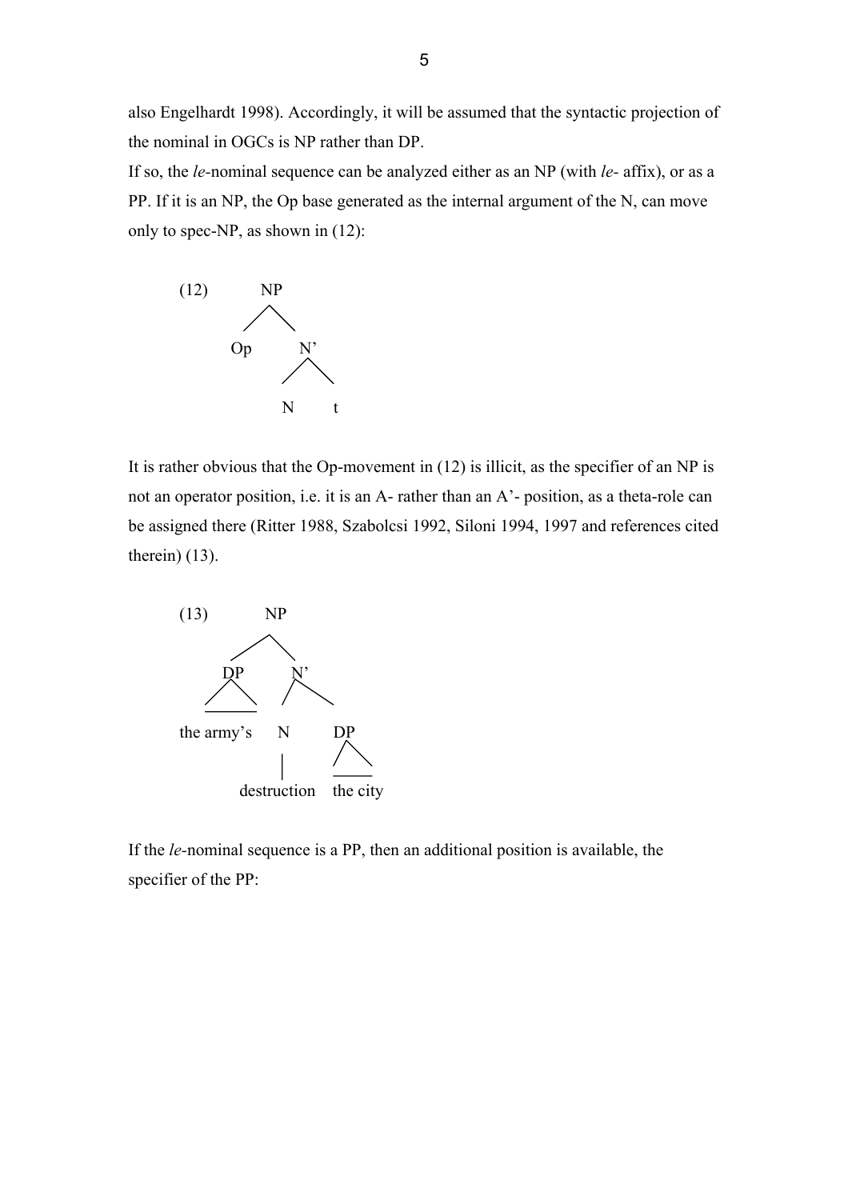also Engelhardt 1998). Accordingly, it will be assumed that the syntactic projection of the nominal in OGCs is NP rather than DP.

If so, the *le*-nominal sequence can be analyzed either as an NP (with *le*- affix), or as a PP. If it is an NP, the Op base generated as the internal argument of the N, can move only to spec-NP, as shown in (12):

```
(12)        NP
           /  \
         Op    N'
              /  \
             N    t
```

It is rather obvious that the Op-movement in (12) is illicit, as the specifier of an NP is not an operator position, i.e. it is an A- rather than an A'- position, as a theta-role can be assigned there (Ritter 1988, Szabolcsi 1992, Siloni 1994, 1997 and references cited therein) (13).

```
(13)            NP
              /    \
            DP      N'
            /\     /  \
    the army's    N    DP
                  |    /\
          destruction  the city
```

If the *le*-nominal sequence is a PP, then an additional position is available, the specifier of the PP: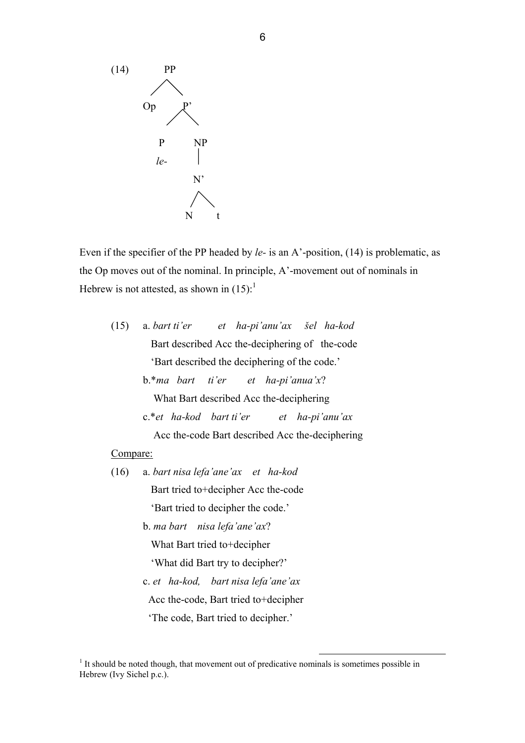(14) [PP Op [P' [P *le-*] [NP [N' N t]]]]

Even if the specifier of the PP headed by *le-* is an A'-position, (14) is problematic, as the Op moves out of the nominal. In principle, A'-movement out of nominals in Hebrew is not attested, as shown in (15):[1]

(15) a. *bart ti'er et ha-pi'anu'ax šel ha-kod*
   Bart described Acc the-deciphering of the-code
   'Bart described the deciphering of the code.'

  b.\**ma bart ti'er et ha-pi'anua'x*?
   What Bart described Acc the-deciphering

  c.\**et ha-kod bart ti'er et ha-pi'anu'ax*
   Acc the-code Bart described Acc the-deciphering

Compare:

(16) a. *bart nisa lefa'ane'ax et ha-kod*
   Bart tried to+decipher Acc the-code
   'Bart tried to decipher the code.'

  b. *ma bart nisa lefa'ane'ax*?
   What Bart tried to+decipher
   'What did Bart try to decipher?'

  c. *et ha-kod, bart nisa lefa'ane'ax*
   Acc the-code, Bart tried to+decipher
   'The code, Bart tried to decipher.'

---

[1] It should be noted though, that movement out of predicative nominals is sometimes possible in Hebrew (Ivy Sichel p.c.).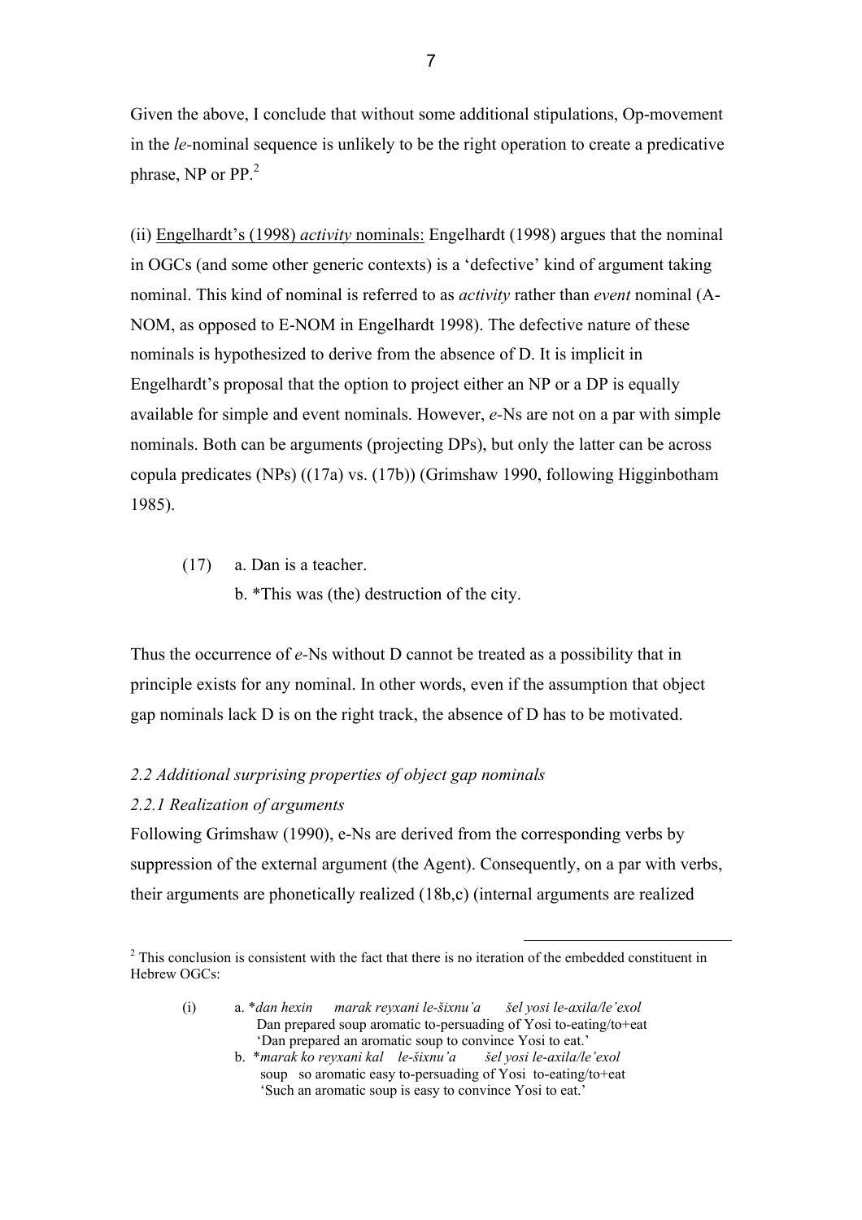Given the above, I conclude that without some additional stipulations, Op-movement in the *le*-nominal sequence is unlikely to be the right operation to create a predicative phrase, NP or PP.[2]

(ii) Engelhardt's (1998) *activity* nominals: Engelhardt (1998) argues that the nominal in OGCs (and some other generic contexts) is a 'defective' kind of argument taking nominal. This kind of nominal is referred to as *activity* rather than *event* nominal (A-NOM, as opposed to E-NOM in Engelhardt 1998). The defective nature of these nominals is hypothesized to derive from the absence of D. It is implicit in Engelhardt's proposal that the option to project either an NP or a DP is equally available for simple and event nominals. However, *e*-Ns are not on a par with simple nominals. Both can be arguments (projecting DPs), but only the latter can be across copula predicates (NPs) ((17a) vs. (17b)) (Grimshaw 1990, following Higginbotham 1985).

(17) a. Dan is a teacher.
  b. *This was (the) destruction of the city.

Thus the occurrence of *e*-Ns without D cannot be treated as a possibility that in principle exists for any nominal. In other words, even if the assumption that object gap nominals lack D is on the right track, the absence of D has to be motivated.

### *2.2 Additional surprising properties of object gap nominals*

#### *2.2.1 Realization of arguments*

Following Grimshaw (1990), e-Ns are derived from the corresponding verbs by suppression of the external argument (the Agent). Consequently, on a par with verbs, their arguments are phonetically realized (18b,c) (internal arguments are realized

---

[2] This conclusion is consistent with the fact that there is no iteration of the embedded constituent in Hebrew OGCs:

(i) a. **dan hexin marak reyxani le-šixnu'a šel yosi le-axila/le'exol*
  Dan prepared soup aromatic to-persuading of Yosi to-eating/to+eat
  'Dan prepared an aromatic soup to convince Yosi to eat.'
  b. **marak ko reyxani kal le-šixnu'a šel yosi le-axila/le'exol*
  soup so aromatic easy to-persuading of Yosi to-eating/to+eat
  'Such an aromatic soup is easy to convince Yosi to eat.'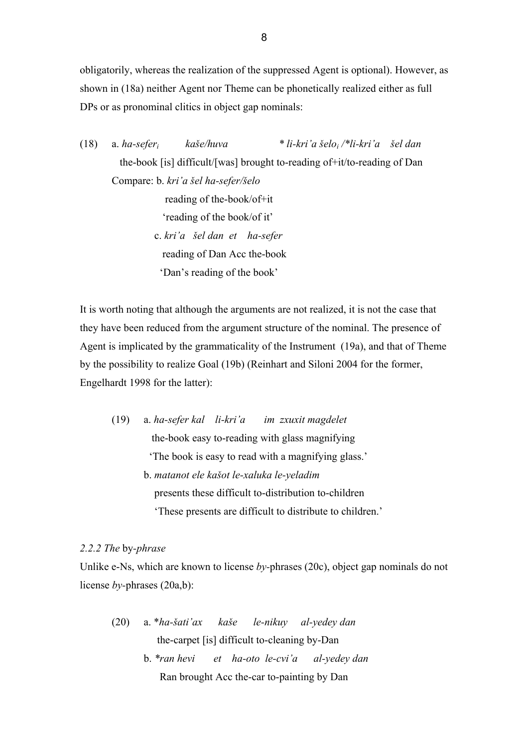obligatorily, whereas the realization of the suppressed Agent is optional). However, as shown in (18a) neither Agent nor Theme can be phonetically realized either as full DPs or as pronominal clitics in object gap nominals:

(18) a. *ha-sefer$_i$ kaše/huva * li-kri'a šelo$_i$ /*li-kri'a šel dan*
the-book [is] difficult/[was] brought to-reading of+it/to-reading of Dan
Compare: b. *kri'a šel ha-sefer/šelo*
reading of the-book/of+it
'reading of the book/of it'
c. *kri'a šel dan et ha-sefer*
reading of Dan Acc the-book
'Dan's reading of the book'

It is worth noting that although the arguments are not realized, it is not the case that they have been reduced from the argument structure of the nominal. The presence of Agent is implicated by the grammaticality of the Instrument (19a), and that of Theme by the possibility to realize Goal (19b) (Reinhart and Siloni 2004 for the former, Engelhardt 1998 for the latter):

(19) a. *ha-sefer kal li-kri'a im zxuxit magdelet*
the-book easy to-reading with glass magnifying
'The book is easy to read with a magnifying glass.'
b. *matanot ele kašot le-xaluka le-yeladim*
presents these difficult to-distribution to-children
'These presents are difficult to distribute to children.'

*2.2.2 The* by*-phrase*

Unlike e-Ns, which are known to license *by*-phrases (20c), object gap nominals do not license *by*-phrases (20a,b):

(20) a. **ha-šati'ax kaše le-nikuy al-yedey dan*
the-carpet [is] difficult to-cleaning by-Dan
b. **ran hevi et ha-oto le-cvi'a al-yedey dan*
Ran brought Acc the-car to-painting by Dan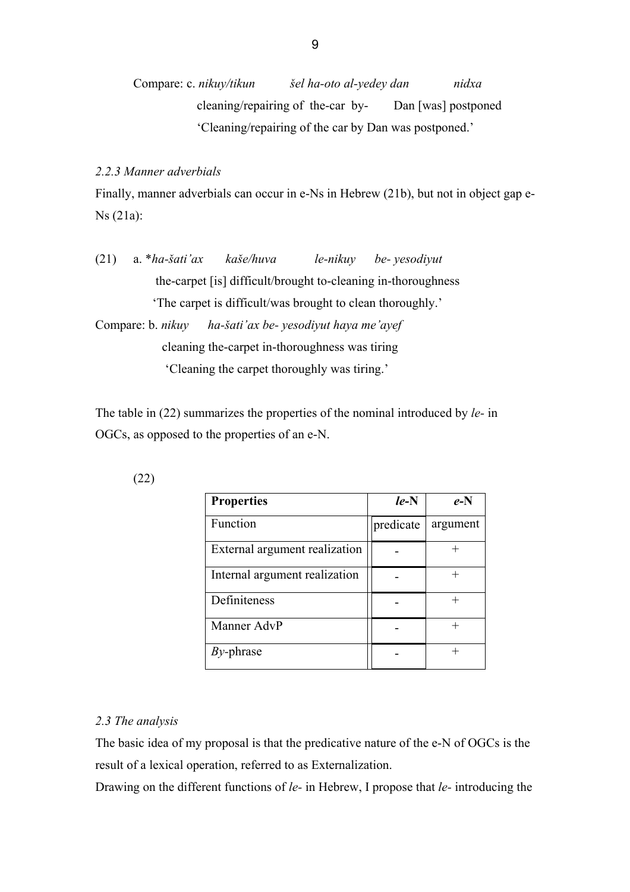Compare: c. *nikuy/tikun šel ha-oto al-yedey dan nidxa*
cleaning/repairing of the-car by- Dan [was] postponed
'Cleaning/repairing of the car by Dan was postponed.'

*2.2.3 Manner adverbials*

Finally, manner adverbials can occur in e-Ns in Hebrew (21b), but not in object gap e-Ns (21a):

(21) a. \**ha-šati'ax kaše/huva le-nikuy be- yesodiyut*
the-carpet [is] difficult/brought to-cleaning in-thoroughness
'The carpet is difficult/was brought to clean thoroughly.'

Compare: b. *nikuy ha-šati'ax be- yesodiyut haya me'ayef*
cleaning the-carpet in-thoroughness was tiring
'Cleaning the carpet thoroughly was tiring.'

The table in (22) summarizes the properties of the nominal introduced by *le-* in OGCs, as opposed to the properties of an e-N.

(22)

| **Properties** | ***le*-N** | ***e*-N** |
|---|---|---|
| Function | predicate | argument |
| External argument realization | - | + |
| Internal argument realization | - | + |
| Definiteness | - | + |
| Manner AdvP | - | + |
| *By*-phrase | - | + |

*2.3 The analysis*

The basic idea of my proposal is that the predicative nature of the e-N of OGCs is the result of a lexical operation, referred to as Externalization.

Drawing on the different functions of *le-* in Hebrew, I propose that *le-* introducing the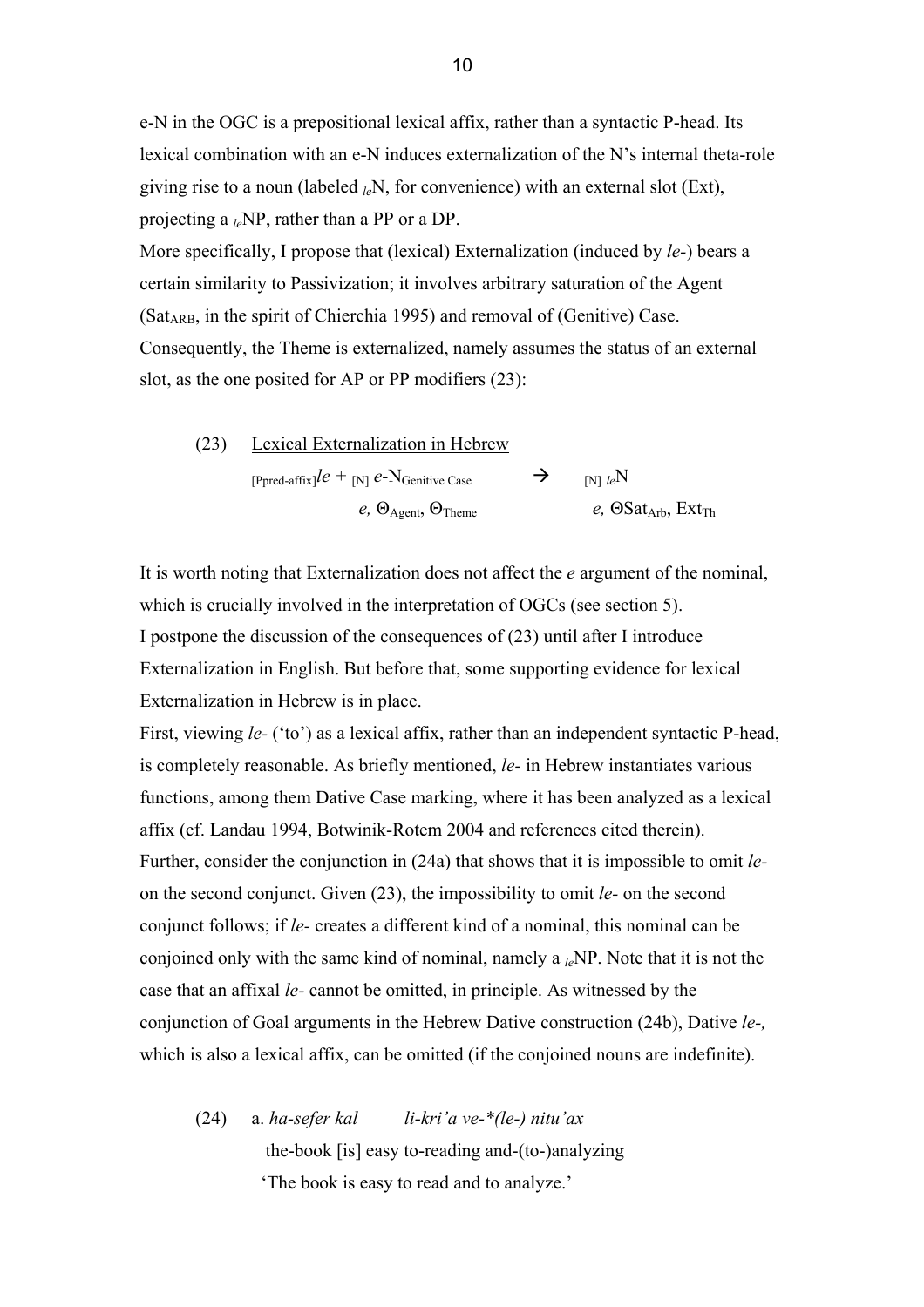e-N in the OGC is a prepositional lexical affix, rather than a syntactic P-head. Its lexical combination with an e-N induces externalization of the N's internal theta-role giving rise to a noun (labeled $_{le}$N, for convenience) with an external slot (Ext), projecting a $_{le}$NP, rather than a PP or a DP.

More specifically, I propose that (lexical) Externalization (induced by *le-*) bears a certain similarity to Passivization; it involves arbitrary saturation of the Agent ($Sat_{ARB}$, in the spirit of Chierchia 1995) and removal of (Genitive) Case. Consequently, the Theme is externalized, namely assumes the status of an external slot, as the one posited for AP or PP modifiers (23):

(23) Lexical Externalization in Hebrew

$$_{[\text{Ppred-affix}]}le + _{[\text{N}]}\ e\text{-N}_{\text{Genitive Case}} \rightarrow _{[\text{N}]}\ _{le}\text{N}$$

$$e,\ \Theta_{\text{Agent}},\ \Theta_{\text{Theme}} \qquad\qquad e,\ \Theta\text{Sat}_{\text{Arb}},\ \text{Ext}_{\text{Th}}$$

It is worth noting that Externalization does not affect the *e* argument of the nominal, which is crucially involved in the interpretation of OGCs (see section 5).

I postpone the discussion of the consequences of (23) until after I introduce Externalization in English. But before that, some supporting evidence for lexical Externalization in Hebrew is in place.

First, viewing *le-* ('to') as a lexical affix, rather than an independent syntactic P-head, is completely reasonable. As briefly mentioned, *le-* in Hebrew instantiates various functions, among them Dative Case marking, where it has been analyzed as a lexical affix (cf. Landau 1994, Botwinik-Rotem 2004 and references cited therein).

Further, consider the conjunction in (24a) that shows that it is impossible to omit *le-* on the second conjunct. Given (23), the impossibility to omit *le-* on the second conjunct follows; if *le-* creates a different kind of a nominal, this nominal can be conjoined only with the same kind of nominal, namely a $_{le}$NP. Note that it is not the case that an affixal *le-* cannot be omitted, in principle. As witnessed by the conjunction of Goal arguments in the Hebrew Dative construction (24b), Dative *le-,* which is also a lexical affix, can be omitted (if the conjoined nouns are indefinite).

(24) a. *ha-sefer kal li-kri'a ve-\*(le-) nitu'ax*
the-book [is] easy to-reading and-(to-)analyzing
'The book is easy to read and to analyze.'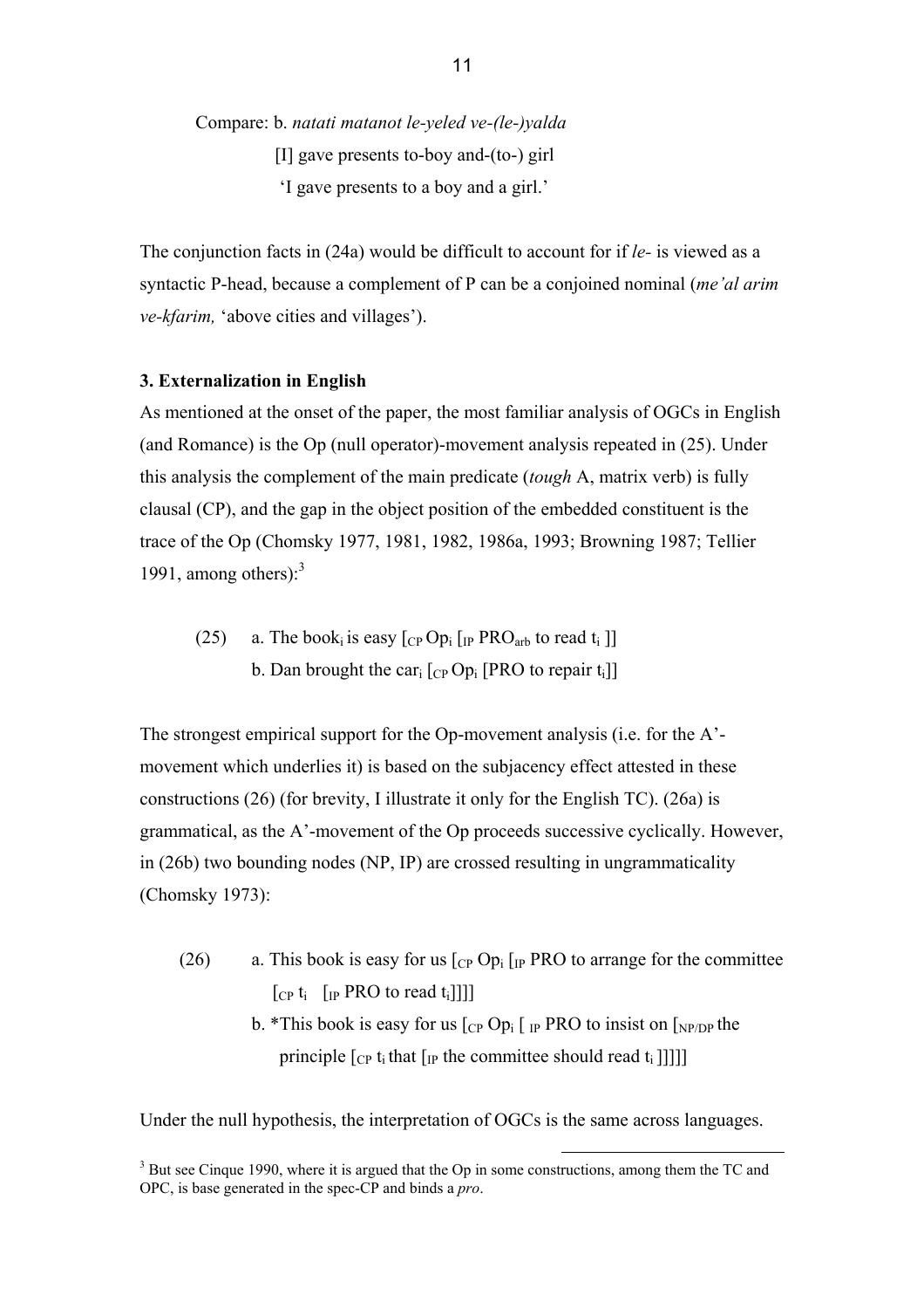Compare: b. *natati matanot le-yeled ve-(le-)yalda*
[I] gave presents to-boy and-(to-) girl
'I gave presents to a boy and a girl.'

The conjunction facts in (24a) would be difficult to account for if *le-* is viewed as a syntactic P-head, because a complement of P can be a conjoined nominal (*me'al arim ve-kfarim,* 'above cities and villages').

### 3. Externalization in English

As mentioned at the onset of the paper, the most familiar analysis of OGCs in English (and Romance) is the Op (null operator)-movement analysis repeated in (25). Under this analysis the complement of the main predicate (*tough* A, matrix verb) is fully clausal (CP), and the gap in the object position of the embedded constituent is the trace of the Op (Chomsky 1977, 1981, 1982, 1986a, 1993; Browning 1987; Tellier 1991, among others):[3]

(25) a. The book$_i$ is easy [$_{CP}$ Op$_i$ [$_{IP}$ PRO$_{arb}$ to read t$_i$ ]]
b. Dan brought the car$_i$ [$_{CP}$ Op$_i$ [PRO to repair t$_i$]]

The strongest empirical support for the Op-movement analysis (i.e. for the A'-movement which underlies it) is based on the subjacency effect attested in these constructions (26) (for brevity, I illustrate it only for the English TC). (26a) is grammatical, as the A'-movement of the Op proceeds successive cyclically. However, in (26b) two bounding nodes (NP, IP) are crossed resulting in ungrammaticality (Chomsky 1973):

(26) a. This book is easy for us [$_{CP}$ Op$_i$ [$_{IP}$ PRO to arrange for the committee [$_{CP}$ t$_i$ [$_{IP}$ PRO to read t$_i$]]]]
b. *This book is easy for us [$_{CP}$ Op$_i$ [ $_{IP}$ PRO to insist on [$_{NP/DP}$ the principle [$_{CP}$ t$_i$ that [$_{IP}$ the committee should read t$_i$ ]]]]]

Under the null hypothesis, the interpretation of OGCs is the same across languages.

[3] But see Cinque 1990, where it is argued that the Op in some constructions, among them the TC and OPC, is base generated in the spec-CP and binds a *pro*.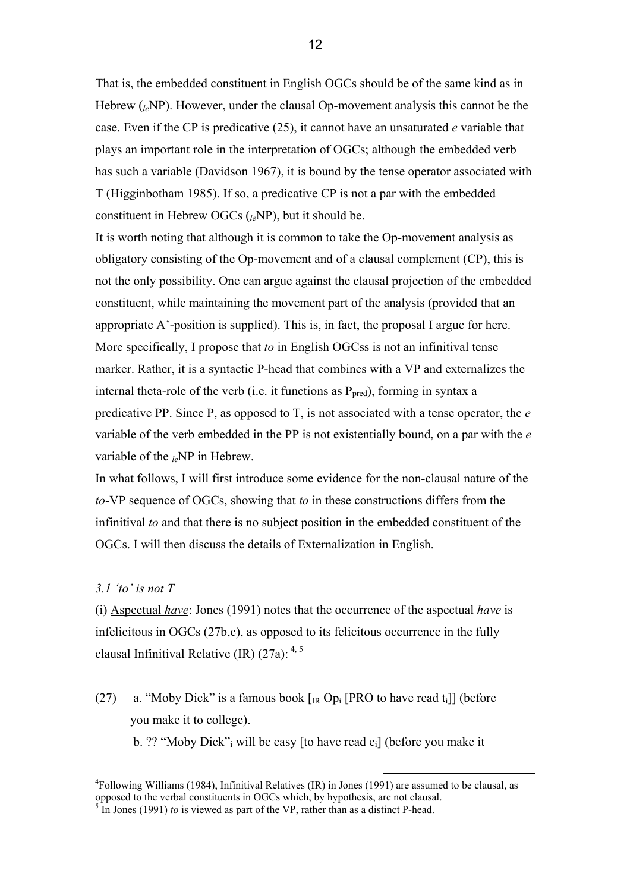That is, the embedded constituent in English OGCs should be of the same kind as in Hebrew ($_{le}$NP). However, under the clausal Op-movement analysis this cannot be the case. Even if the CP is predicative (25), it cannot have an unsaturated *e* variable that plays an important role in the interpretation of OGCs; although the embedded verb has such a variable (Davidson 1967), it is bound by the tense operator associated with T (Higginbotham 1985). If so, a predicative CP is not a par with the embedded constituent in Hebrew OGCs ($_{le}$NP), but it should be.

It is worth noting that although it is common to take the Op-movement analysis as obligatory consisting of the Op-movement and of a clausal complement (CP), this is not the only possibility. One can argue against the clausal projection of the embedded constituent, while maintaining the movement part of the analysis (provided that an appropriate A'-position is supplied). This is, in fact, the proposal I argue for here. More specifically, I propose that *to* in English OGCss is not an infinitival tense marker. Rather, it is a syntactic P-head that combines with a VP and externalizes the internal theta-role of the verb (i.e. it functions as $P_{pred}$), forming in syntax a predicative PP. Since P, as opposed to T, is not associated with a tense operator, the *e* variable of the verb embedded in the PP is not existentially bound, on a par with the *e* variable of the $_{le}$NP in Hebrew.

In what follows, I will first introduce some evidence for the non-clausal nature of the *to*-VP sequence of OGCs, showing that *to* in these constructions differs from the infinitival *to* and that there is no subject position in the embedded constituent of the OGCs. I will then discuss the details of Externalization in English.

*3.1 'to' is not T*

(i) Aspectual *have*: Jones (1991) notes that the occurrence of the aspectual *have* is infelicitous in OGCs (27b,c), as opposed to its felicitous occurrence in the fully clausal Infinitival Relative (IR) (27a): [4, 5]

(27) a. "Moby Dick" is a famous book [$_{IR}$ Op$_i$ [PRO to have read t$_i$]] (before you make it to college).

b. ?? "Moby Dick"$_i$ will be easy [to have read e$_i$] (before you make it

---

[4] Following Williams (1984), Infinitival Relatives (IR) in Jones (1991) are assumed to be clausal, as opposed to the verbal constituents in OGCs which, by hypothesis, are not clausal.

[5] In Jones (1991) *to* is viewed as part of the VP, rather than as a distinct P-head.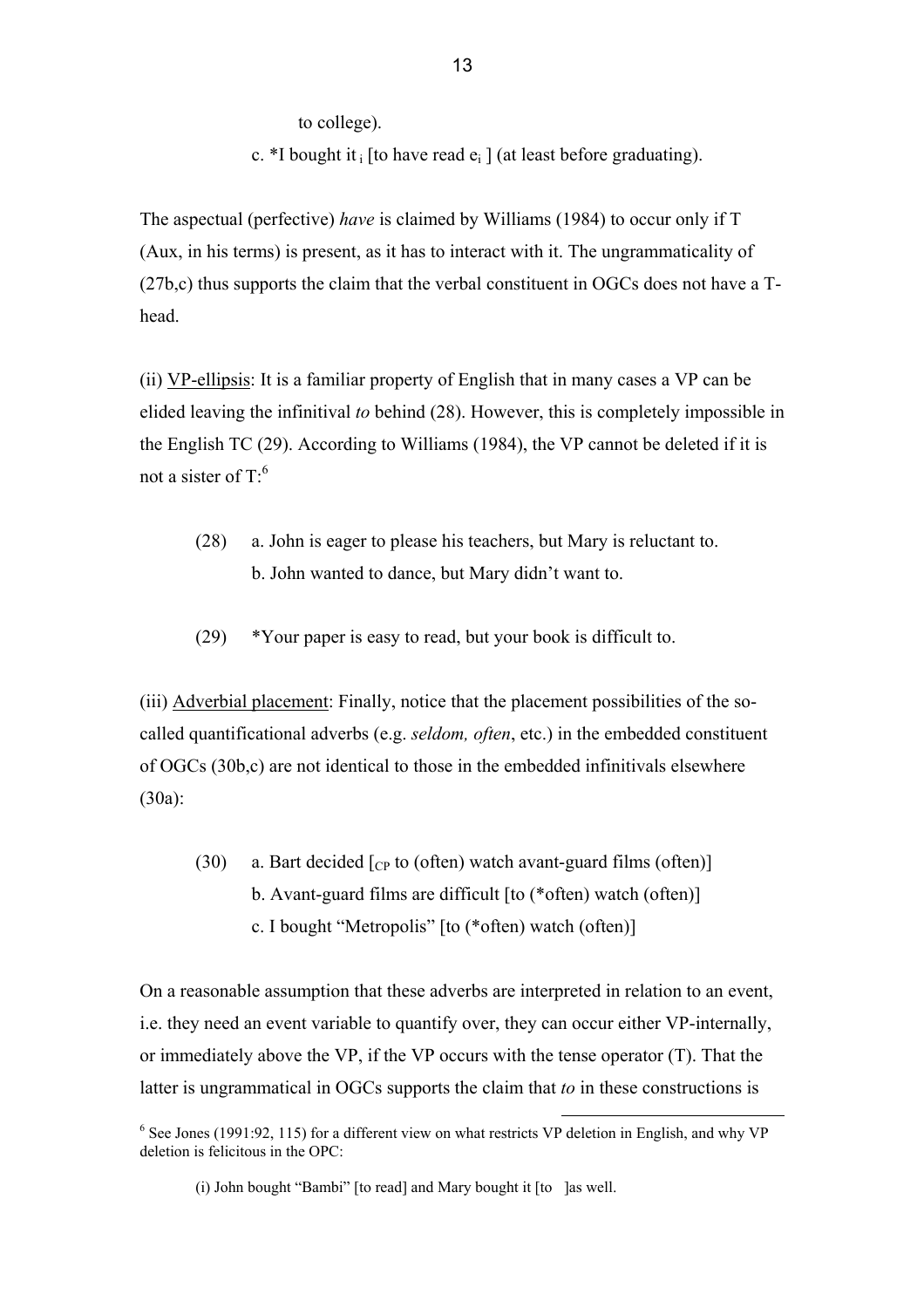to college).

c. *I bought it $_i$ [to have read $e_i$ ] (at least before graduating).

The aspectual (perfective) *have* is claimed by Williams (1984) to occur only if T (Aux, in his terms) is present, as it has to interact with it. The ungrammaticality of (27b,c) thus supports the claim that the verbal constituent in OGCs does not have a T-head.

(ii) VP-ellipsis: It is a familiar property of English that in many cases a VP can be elided leaving the infinitival *to* behind (28). However, this is completely impossible in the English TC (29). According to Williams (1984), the VP cannot be deleted if it is not a sister of T:[6]

(28) a. John is eager to please his teachers, but Mary is reluctant to.
b. John wanted to dance, but Mary didn't want to.

(29) *Your paper is easy to read, but your book is difficult to.

(iii) Adverbial placement: Finally, notice that the placement possibilities of the so-called quantificational adverbs (e.g. *seldom, often*, etc.) in the embedded constituent of OGCs (30b,c) are not identical to those in the embedded infinitivals elsewhere (30a):

(30) a. Bart decided [$_{CP}$ to (often) watch avant-guard films (often)]
b. Avant-guard films are difficult [to (*often) watch (often)]
c. I bought "Metropolis" [to (*often) watch (often)]

On a reasonable assumption that these adverbs are interpreted in relation to an event, i.e. they need an event variable to quantify over, they can occur either VP-internally, or immediately above the VP, if the VP occurs with the tense operator (T). That the latter is ungrammatical in OGCs supports the claim that *to* in these constructions is

[6] See Jones (1991:92, 115) for a different view on what restricts VP deletion in English, and why VP deletion is felicitous in the OPC:

(i) John bought "Bambi" [to read] and Mary bought it [to ] as well.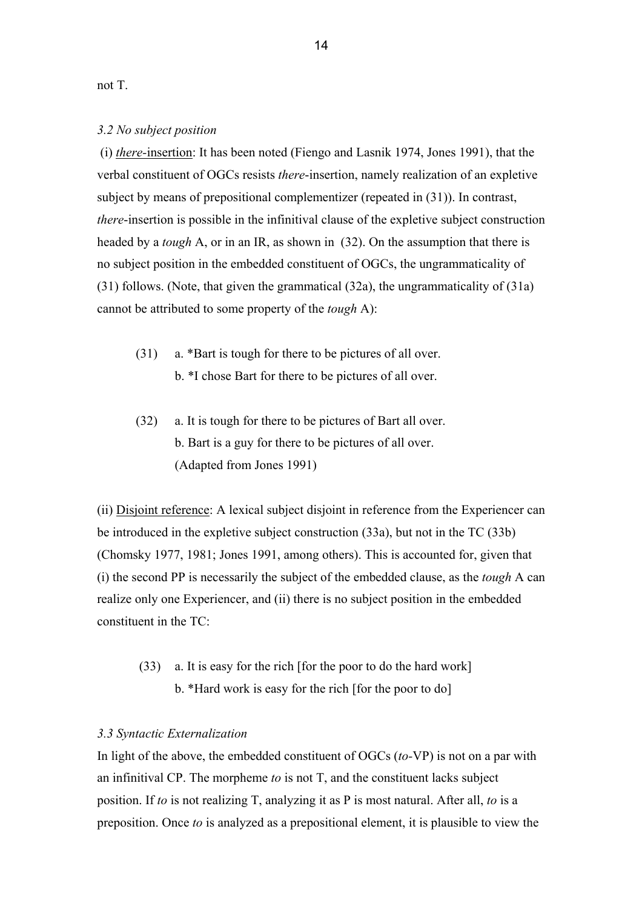not T.

*3.2 No subject position*

(i) *there*-insertion: It has been noted (Fiengo and Lasnik 1974, Jones 1991), that the verbal constituent of OGCs resists *there*-insertion, namely realization of an expletive subject by means of prepositional complementizer (repeated in (31)). In contrast, *there*-insertion is possible in the infinitival clause of the expletive subject construction headed by a *tough* A, or in an IR, as shown in (32). On the assumption that there is no subject position in the embedded constituent of OGCs, the ungrammaticality of (31) follows. (Note, that given the grammatical (32a), the ungrammaticality of (31a) cannot be attributed to some property of the *tough* A):

(31) a. *Bart is tough for there to be pictures of all over.
b. *I chose Bart for there to be pictures of all over.

(32) a. It is tough for there to be pictures of Bart all over.
b. Bart is a guy for there to be pictures of all over.
(Adapted from Jones 1991)

(ii) Disjoint reference: A lexical subject disjoint in reference from the Experiencer can be introduced in the expletive subject construction (33a), but not in the TC (33b) (Chomsky 1977, 1981; Jones 1991, among others). This is accounted for, given that (i) the second PP is necessarily the subject of the embedded clause, as the *tough* A can realize only one Experiencer, and (ii) there is no subject position in the embedded constituent in the TC:

(33) a. It is easy for the rich [for the poor to do the hard work]
b. *Hard work is easy for the rich [for the poor to do]

*3.3 Syntactic Externalization*

In light of the above, the embedded constituent of OGCs (*to*-VP) is not on a par with an infinitival CP. The morpheme *to* is not T, and the constituent lacks subject position. If *to* is not realizing T, analyzing it as P is most natural. After all, *to* is a preposition. Once *to* is analyzed as a prepositional element, it is plausible to view the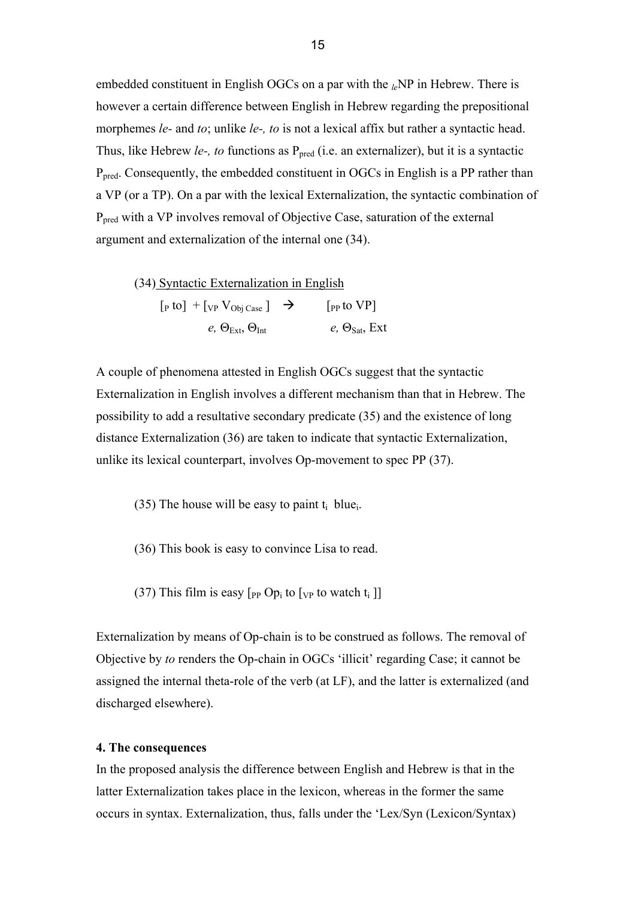embedded constituent in English OGCs on a par with the $_{le}$NP in Hebrew. There is however a certain difference between English in Hebrew regarding the prepositional morphemes *le-* and *to*; unlike *le-, to* is not a lexical affix but rather a syntactic head. Thus, like Hebrew *le-, to* functions as $P_{pred}$ (i.e. an externalizer), but it is a syntactic $P_{pred}$. Consequently, the embedded constituent in OGCs in English is a PP rather than a VP (or a TP). On a par with the lexical Externalization, the syntactic combination of $P_{pred}$ with a VP involves removal of Objective Case, saturation of the external argument and externalization of the internal one (34).

(34) Syntactic Externalization in English

$[_P \text{ to}] + [_{VP}\ V_{Obj\ Case}\ ] \rightarrow [_{PP} \text{ to VP}]$

$e, \Theta_{Ext}, \Theta_{Int}$ $\quad\quad$ $e, \Theta_{Sat}, \text{Ext}$

A couple of phenomena attested in English OGCs suggest that the syntactic Externalization in English involves a different mechanism than that in Hebrew. The possibility to add a resultative secondary predicate (35) and the existence of long distance Externalization (36) are taken to indicate that syntactic Externalization, unlike its lexical counterpart, involves Op-movement to spec PP (37).

(35) The house will be easy to paint $t_i$ blue$_i$.

(36) This book is easy to convince Lisa to read.

(37) This film is easy $[_{PP}$ Op$_i$ to $[_{VP}$ to watch $t_i$ ]]

Externalization by means of Op-chain is to be construed as follows. The removal of Objective by *to* renders the Op-chain in OGCs 'illicit' regarding Case; it cannot be assigned the internal theta-role of the verb (at LF), and the latter is externalized (and discharged elsewhere).

#### 4. The consequences

In the proposed analysis the difference between English and Hebrew is that in the latter Externalization takes place in the lexicon, whereas in the former the same occurs in syntax. Externalization, thus, falls under the 'Lex/Syn (Lexicon/Syntax)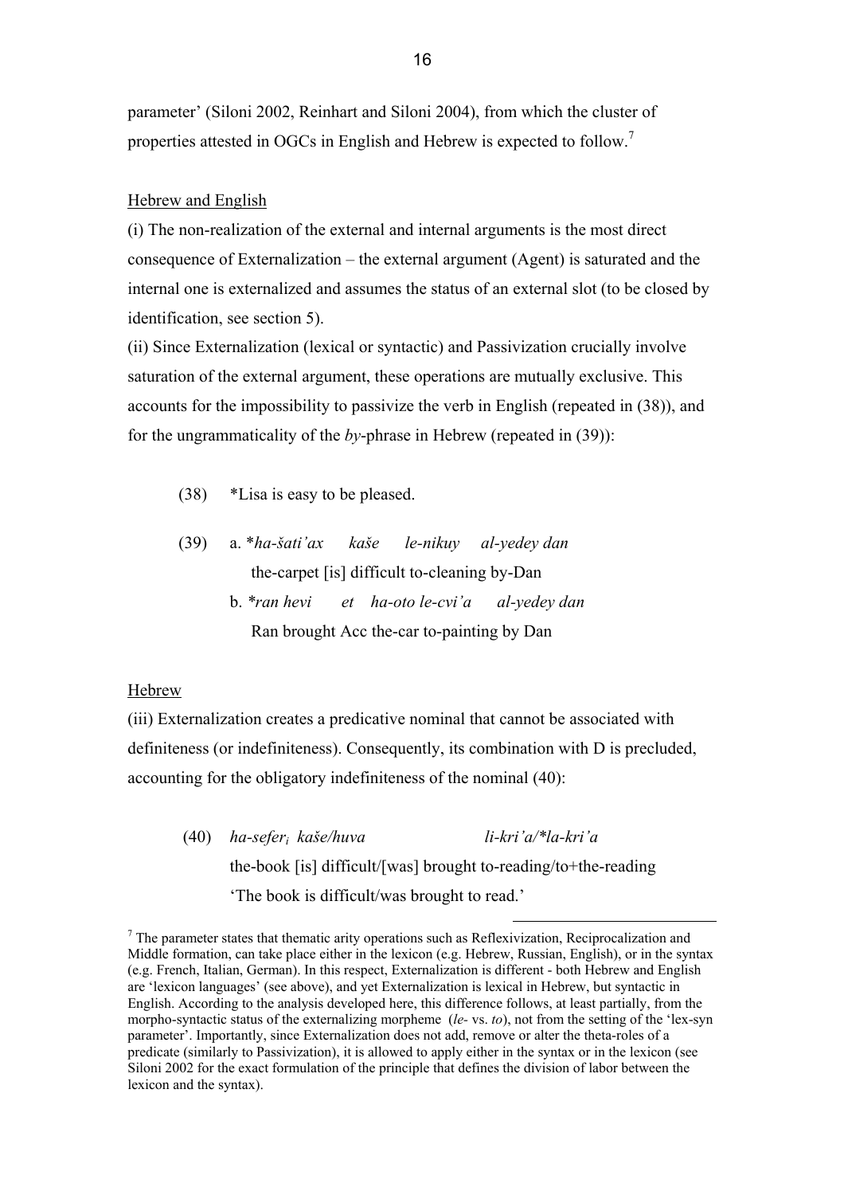parameter' (Siloni 2002, Reinhart and Siloni 2004), from which the cluster of properties attested in OGCs in English and Hebrew is expected to follow.[7]

Hebrew and English

(i) The non-realization of the external and internal arguments is the most direct consequence of Externalization – the external argument (Agent) is saturated and the internal one is externalized and assumes the status of an external slot (to be closed by identification, see section 5).

(ii) Since Externalization (lexical or syntactic) and Passivization crucially involve saturation of the external argument, these operations are mutually exclusive. This accounts for the impossibility to passivize the verb in English (repeated in (38)), and for the ungrammaticality of the *by*-phrase in Hebrew (repeated in (39)):

(38) *Lisa is easy to be pleased.

(39) a. **ha-šati'ax kaše le-nikuy al-yedey dan*
the-carpet [is] difficult to-cleaning by-Dan

b. **ran hevi et ha-oto le-cvi'a al-yedey dan*
Ran brought Acc the-car to-painting by Dan

Hebrew

(iii) Externalization creates a predicative nominal that cannot be associated with definiteness (or indefiniteness). Consequently, its combination with D is precluded, accounting for the obligatory indefiniteness of the nominal (40):

(40) *ha-sefer$_i$ kaše/huva li-kri'a/*la-kri'a*
the-book [is] difficult/[was] brought to-reading/to+the-reading
'The book is difficult/was brought to read.'

[7] The parameter states that thematic arity operations such as Reflexivization, Reciprocalization and Middle formation, can take place either in the lexicon (e.g. Hebrew, Russian, English), or in the syntax (e.g. French, Italian, German). In this respect, Externalization is different - both Hebrew and English are 'lexicon languages' (see above), and yet Externalization is lexical in Hebrew, but syntactic in English. According to the analysis developed here, this difference follows, at least partially, from the morpho-syntactic status of the externalizing morpheme (*le-* vs. *to*), not from the setting of the 'lex-syn parameter'. Importantly, since Externalization does not add, remove or alter the theta-roles of a predicate (similarly to Passivization), it is allowed to apply either in the syntax or in the lexicon (see Siloni 2002 for the exact formulation of the principle that defines the division of labor between the lexicon and the syntax).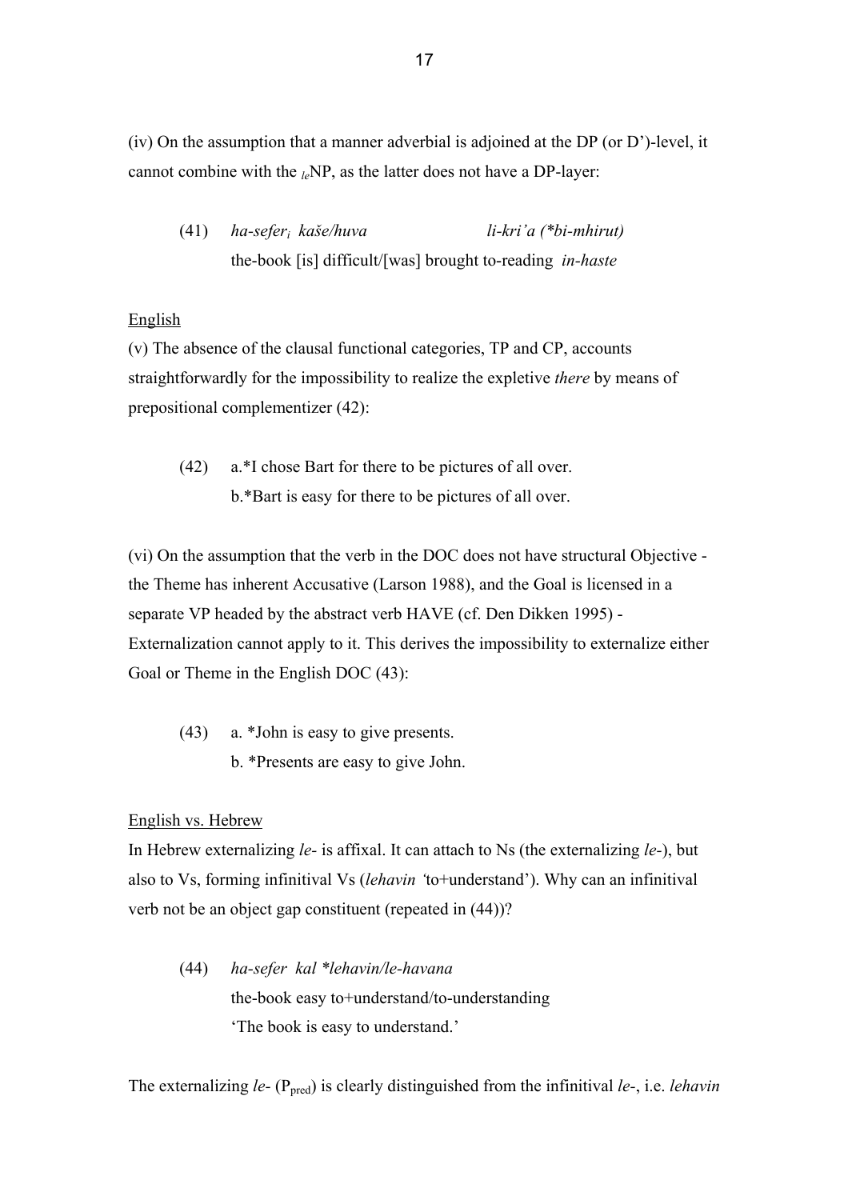(iv) On the assumption that a manner adverbial is adjoined at the DP (or D')-level, it cannot combine with the $_{le}$NP, as the latter does not have a DP-layer:

(41) *ha-sefer$_i$ kaše/huva li-kri'a (*bi-mhirut)*
the-book [is] difficult/[was] brought to-reading *in-haste*

English

(v) The absence of the clausal functional categories, TP and CP, accounts straightforwardly for the impossibility to realize the expletive *there* by means of prepositional complementizer (42):

(42) a.*I chose Bart for there to be pictures of all over.
b.*Bart is easy for there to be pictures of all over.

(vi) On the assumption that the verb in the DOC does not have structural Objective - the Theme has inherent Accusative (Larson 1988), and the Goal is licensed in a separate VP headed by the abstract verb HAVE (cf. Den Dikken 1995) - Externalization cannot apply to it. This derives the impossibility to externalize either Goal or Theme in the English DOC (43):

(43) a. *John is easy to give presents.
b. *Presents are easy to give John.

English vs. Hebrew

In Hebrew externalizing *le-* is affixal. It can attach to Ns (the externalizing *le-*), but also to Vs, forming infinitival Vs (*lehavin* 'to+understand'). Why can an infinitival verb not be an object gap constituent (repeated in (44))?

(44) *ha-sefer kal *lehavin/le-havana*
the-book easy to+understand/to-understanding
'The book is easy to understand.'

The externalizing *le-* ($P_{pred}$) is clearly distinguished from the infinitival *le-*, i.e. *lehavin*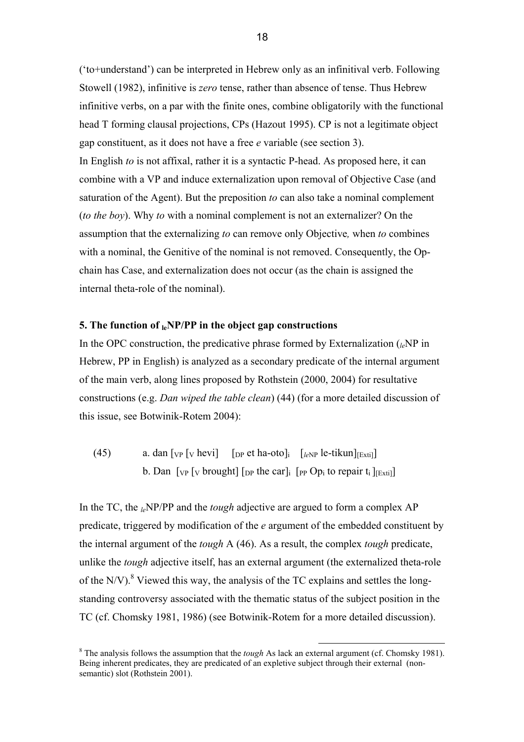('to+understand') can be interpreted in Hebrew only as an infinitival verb. Following Stowell (1982), infinitive is *zero* tense, rather than absence of tense. Thus Hebrew infinitive verbs, on a par with the finite ones, combine obligatorily with the functional head T forming clausal projections, CPs (Hazout 1995). CP is not a legitimate object gap constituent, as it does not have a free *e* variable (see section 3).

In English *to* is not affixal, rather it is a syntactic P-head. As proposed here, it can combine with a VP and induce externalization upon removal of Objective Case (and saturation of the Agent). But the preposition *to* can also take a nominal complement (*to the boy*). Why *to* with a nominal complement is not an externalizer? On the assumption that the externalizing *to* can remove only Objective*,* when *to* combines with a nominal, the Genitive of the nominal is not removed. Consequently, the Op-chain has Case, and externalization does not occur (as the chain is assigned the internal theta-role of the nominal).

## 5. The function of $_{\mathbf{le}}$NP/PP in the object gap constructions

In the OPC construction, the predicative phrase formed by Externalization ($_{le}$NP in Hebrew, PP in English) is analyzed as a secondary predicate of the internal argument of the main verb, along lines proposed by Rothstein (2000, 2004) for resultative constructions (e.g. *Dan wiped the table clean*) (44) (for a more detailed discussion of this issue, see Botwinik-Rotem 2004):

(45) a. dan [$_{VP}$ [$_{V}$ hevi] [$_{DP}$ et ha-oto]$_{i}$ [$_{leNP}$ le-tikun]$_{[Exti]}$]

b. Dan [$_{VP}$ [$_{V}$ brought] [$_{DP}$ the car]$_{i}$ [$_{PP}$ Op$_{i}$ to repair t$_{i}$ ]$_{[Exti]}$]

In the TC, the $_{le}$NP/PP and the *tough* adjective are argued to form a complex AP predicate, triggered by modification of the *e* argument of the embedded constituent by the internal argument of the *tough* A (46). As a result, the complex *tough* predicate, unlike the *tough* adjective itself, has an external argument (the externalized theta-role of the N/V).[8] Viewed this way, the analysis of the TC explains and settles the long-standing controversy associated with the thematic status of the subject position in the TC (cf. Chomsky 1981, 1986) (see Botwinik-Rotem for a more detailed discussion).

[8] The analysis follows the assumption that the *tough* As lack an external argument (cf. Chomsky 1981). Being inherent predicates, they are predicated of an expletive subject through their external (non-semantic) slot (Rothstein 2001).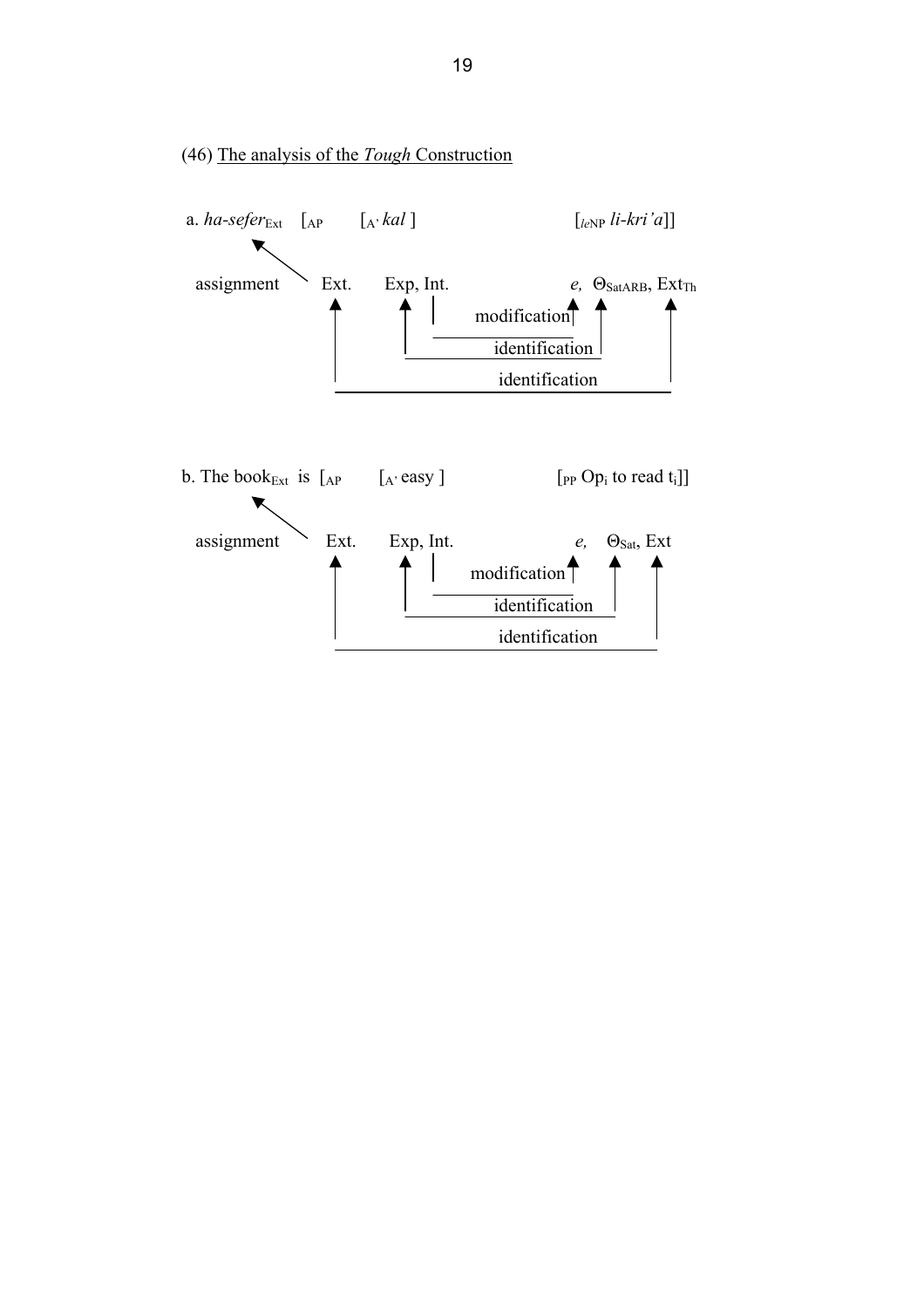(46) <u>The analysis of the *Tough* Construction</u>

a. *ha-sefer*$_{Ext}$ [$_{AP}$ [$_{A'}$ *kal* ] [$_{leNP}$ *li-kri'a*]]

```
assignment  ↖  Ext.      Exp, Int.                 e,  Θ_SatARB, Ext_Th
                ↑          ↑    |     modification ↑      ↑         ↑
                |          |    |__________________|      |         |
                |          |          identification      |         |
                |          |______________________________|         |
                |                     identification                |
                |___________________________________________________|
```

b. The book$_{Ext}$ is [$_{AP}$ [$_{A'}$ easy ] [$_{PP}$ Op$_i$ to read t$_i$]]

```
assignment  ↖  Ext.      Exp, Int.                 e,  Θ_Sat, Ext
                ↑          ↑    |     modification ↑      ↑      ↑
                |          |    |__________________|      |      |
                |          |          identification      |      |
                |          |______________________________|      |
                |                     identification             |
                |________________________________________________|
```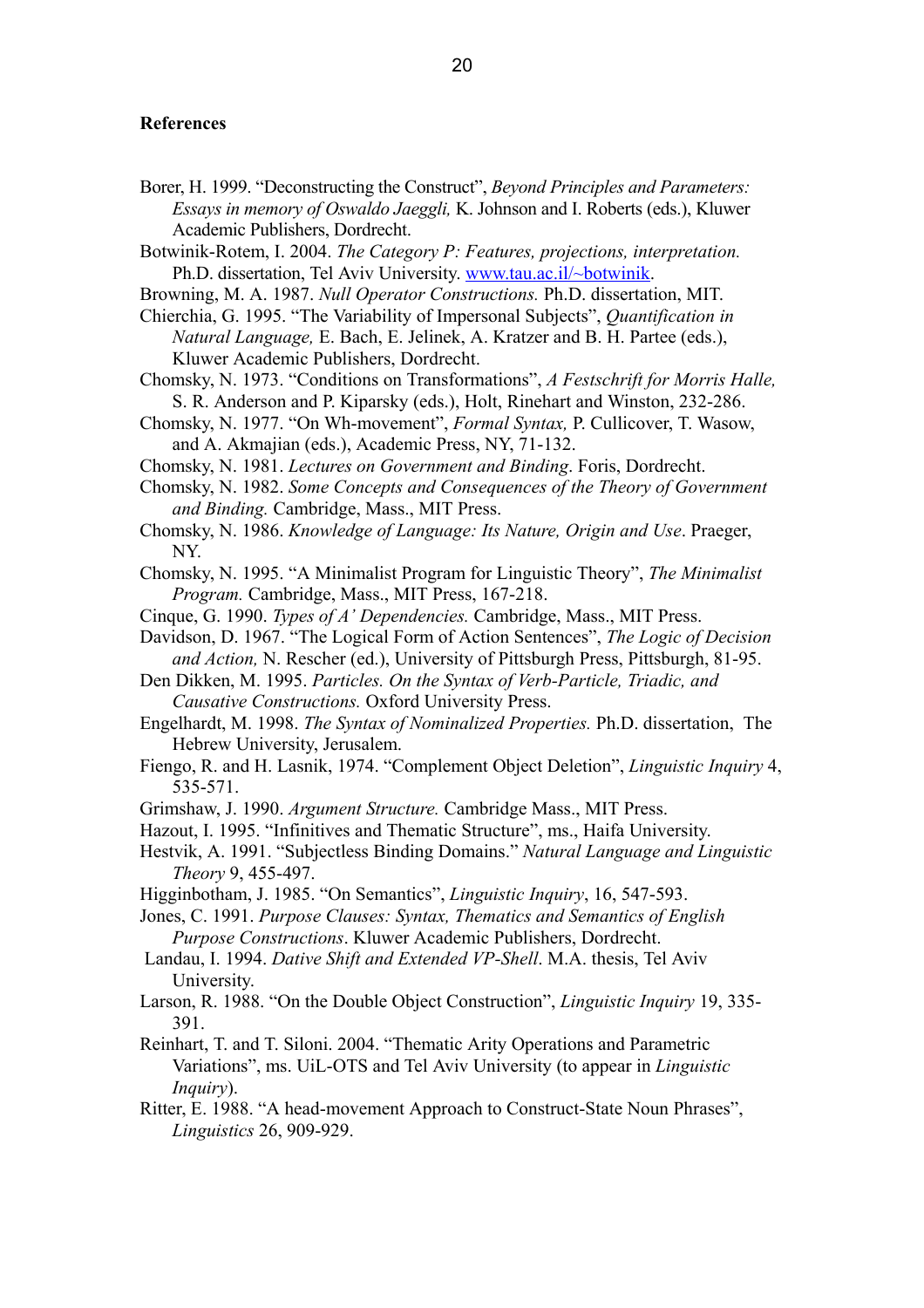**References**

Borer, H. 1999. "Deconstructing the Construct", *Beyond Principles and Parameters: Essays in memory of Oswaldo Jaeggli,* K. Johnson and I. Roberts (eds.), Kluwer Academic Publishers, Dordrecht.

Botwinik-Rotem, I. 2004. *The Category P: Features, projections, interpretation.* Ph.D. dissertation, Tel Aviv University. www.tau.ac.il/~botwinik.

Browning, M. A. 1987. *Null Operator Constructions.* Ph.D. dissertation, MIT.

Chierchia, G. 1995. "The Variability of Impersonal Subjects", *Quantification in Natural Language,* E. Bach, E. Jelinek, A. Kratzer and B. H. Partee (eds.), Kluwer Academic Publishers, Dordrecht.

Chomsky, N. 1973. "Conditions on Transformations", *A Festschrift for Morris Halle,* S. R. Anderson and P. Kiparsky (eds.), Holt, Rinehart and Winston, 232-286.

Chomsky, N. 1977. "On Wh-movement", *Formal Syntax,* P. Cullicover, T. Wasow, and A. Akmajian (eds.), Academic Press, NY, 71-132.

Chomsky, N. 1981. *Lectures on Government and Binding*. Foris, Dordrecht.

Chomsky, N. 1982. *Some Concepts and Consequences of the Theory of Government and Binding.* Cambridge, Mass., MIT Press.

Chomsky, N. 1986. *Knowledge of Language: Its Nature, Origin and Use*. Praeger, NY.

Chomsky, N. 1995. "A Minimalist Program for Linguistic Theory", *The Minimalist Program.* Cambridge, Mass., MIT Press, 167-218.

Cinque, G. 1990. *Types of A' Dependencies.* Cambridge, Mass., MIT Press.

Davidson, D. 1967. "The Logical Form of Action Sentences", *The Logic of Decision and Action,* N. Rescher (ed.), University of Pittsburgh Press, Pittsburgh, 81-95.

Den Dikken, M. 1995. *Particles. On the Syntax of Verb-Particle, Triadic, and Causative Constructions.* Oxford University Press.

Engelhardt, M. 1998. *The Syntax of Nominalized Properties.* Ph.D. dissertation, The Hebrew University, Jerusalem.

Fiengo, R. and H. Lasnik, 1974. "Complement Object Deletion", *Linguistic Inquiry* 4, 535-571.

Grimshaw, J. 1990. *Argument Structure.* Cambridge Mass., MIT Press.

Hazout, I. 1995. "Infinitives and Thematic Structure", ms., Haifa University.

Hestvik, A. 1991. "Subjectless Binding Domains." *Natural Language and Linguistic Theory* 9, 455-497.

Higginbotham, J. 1985. "On Semantics", *Linguistic Inquiry*, 16, 547-593.

Jones, C. 1991. *Purpose Clauses: Syntax, Thematics and Semantics of English Purpose Constructions*. Kluwer Academic Publishers, Dordrecht.

Landau, I. 1994. *Dative Shift and Extended VP-Shell*. M.A. thesis, Tel Aviv University.

Larson, R. 1988. "On the Double Object Construction", *Linguistic Inquiry* 19, 335-391.

Reinhart, T. and T. Siloni. 2004. "Thematic Arity Operations and Parametric Variations", ms. UiL-OTS and Tel Aviv University (to appear in *Linguistic Inquiry*).

Ritter, E. 1988. "A head-movement Approach to Construct-State Noun Phrases", *Linguistics* 26, 909-929.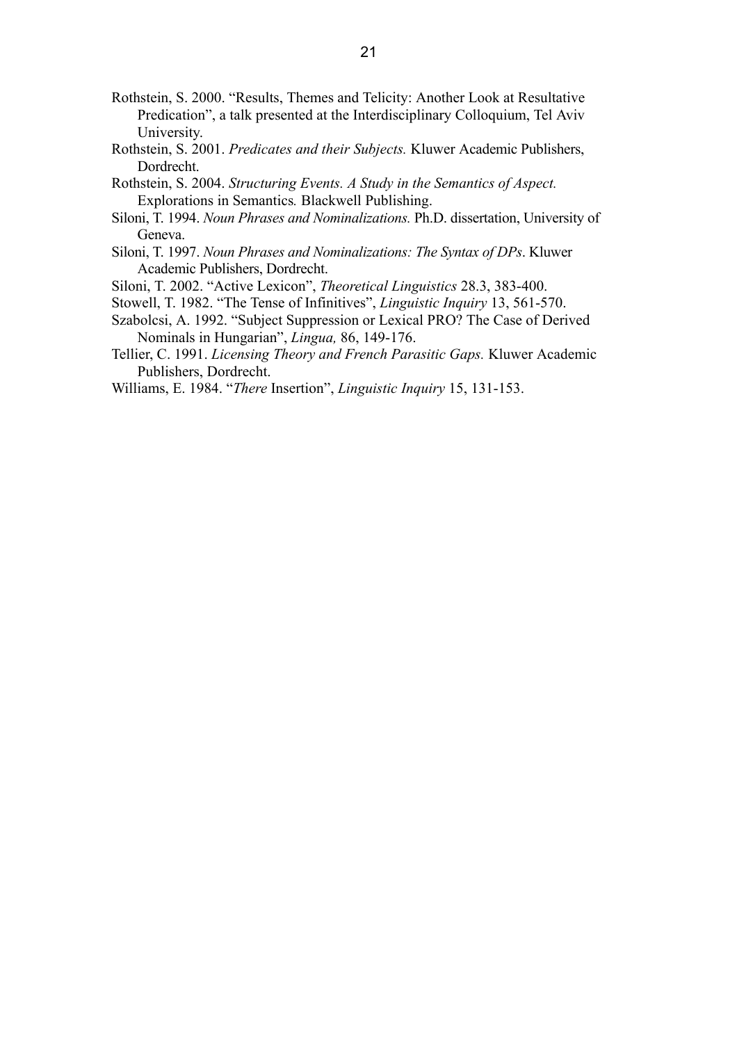Rothstein, S. 2000. "Results, Themes and Telicity: Another Look at Resultative Predication", a talk presented at the Interdisciplinary Colloquium, Tel Aviv University.

Rothstein, S. 2001. *Predicates and their Subjects.* Kluwer Academic Publishers, Dordrecht.

Rothstein, S. 2004. *Structuring Events. A Study in the Semantics of Aspect.* Explorations in Semantics*.* Blackwell Publishing.

Siloni, T. 1994. *Noun Phrases and Nominalizations.* Ph.D. dissertation, University of Geneva.

Siloni, T. 1997. *Noun Phrases and Nominalizations: The Syntax of DPs*. Kluwer Academic Publishers, Dordrecht.

Siloni, T. 2002. "Active Lexicon", *Theoretical Linguistics* 28.3, 383-400.

Stowell, T. 1982. "The Tense of Infinitives", *Linguistic Inquiry* 13, 561-570.

Szabolcsi, A. 1992. "Subject Suppression or Lexical PRO? The Case of Derived Nominals in Hungarian", *Lingua,* 86, 149-176.

Tellier, C. 1991. *Licensing Theory and French Parasitic Gaps.* Kluwer Academic Publishers, Dordrecht.

Williams, E. 1984. "*There* Insertion", *Linguistic Inquiry* 15, 131-153.